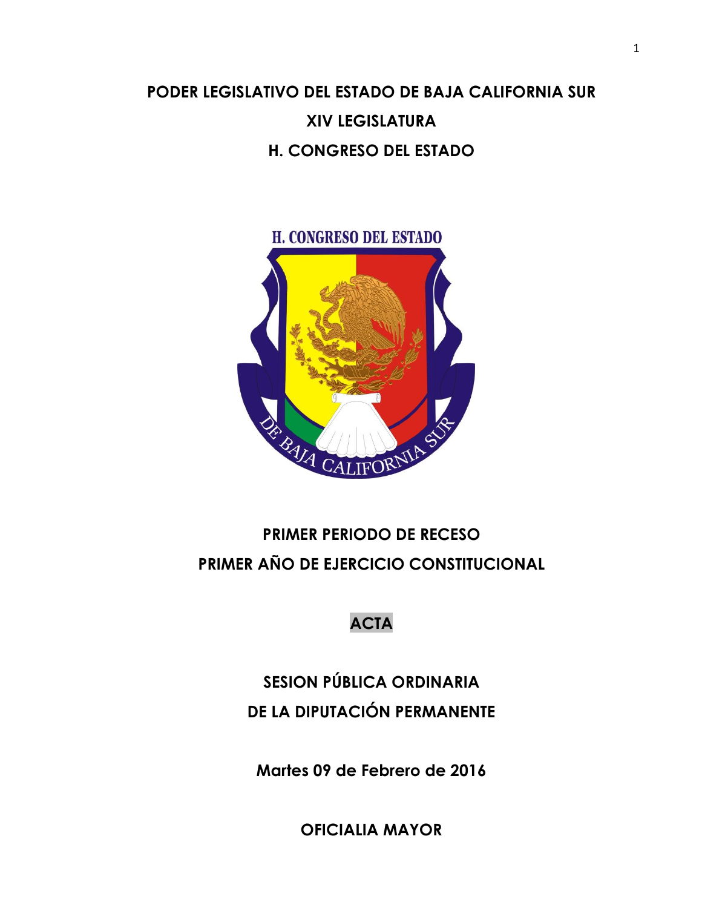# PODER LEGISLATIVO DEL ESTADO DE BAJA CALIFORNIA SUR

## XIV LEGISLATURA

## H. CONGRESO DEL ESTADO

## PRIMER PERIODO DE RECESO

## PRIMER AÑO DE EJERCICIO CONSTITUCIONAL

## ACTA

## SESION PÚBLICA ORDINARIA

## DE LA DIPUTACIÓN PERMANENTE

**Martes 09 de Febrero de 2016**

**OFICIALIA MAYOR**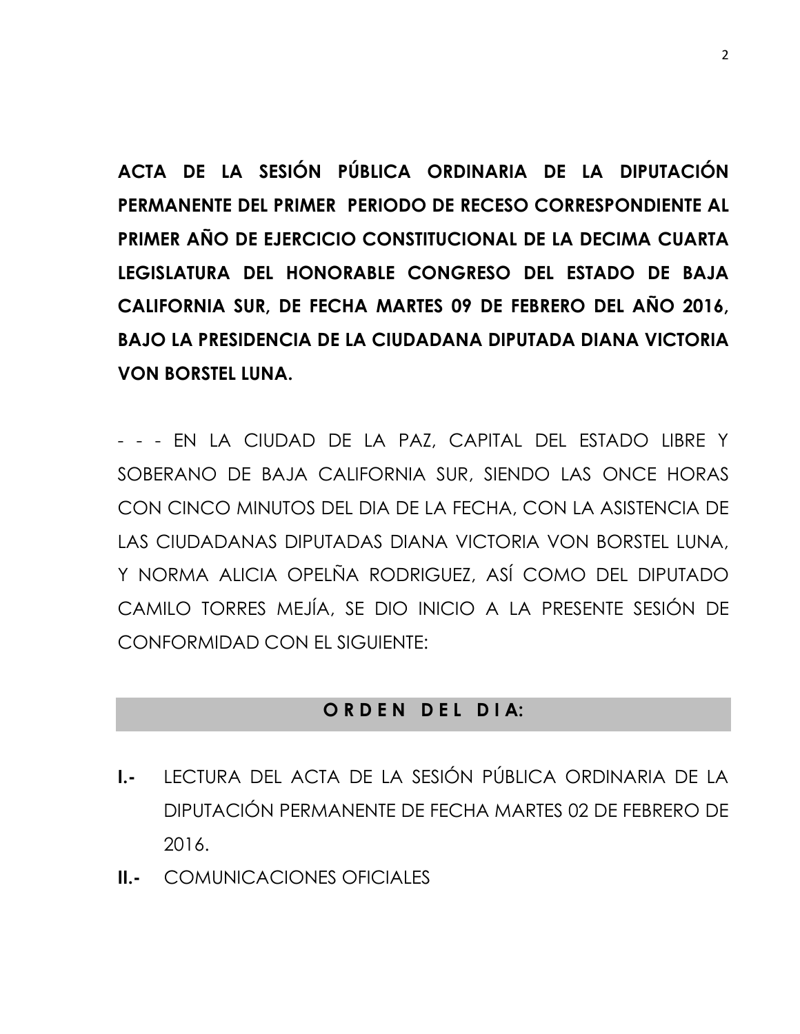**ACTA DE LA SESIÓN PÚBLICA ORDINARIA DE LA DIPUTACIÓN PERMANENTE DEL PRIMER PERIODO DE RECESO CORRESPONDIENTE AL PRIMER AÑO DE EJERCICIO CONSTITUCIONAL DE LA DECIMA CUARTA LEGISLATURA DEL HONORABLE CONGRESO DEL ESTADO DE BAJA CALIFORNIA SUR, DE FECHA MARTES 09 DE FEBRERO DEL AÑO 2016, BAJO LA PRESIDENCIA DE LA CIUDADANA DIPUTADA DIANA VICTORIA VON BORSTEL LUNA.**

- - - EN LA CIUDAD DE LA PAZ, CAPITAL DEL ESTADO LIBRE Y SOBERANO DE BAJA CALIFORNIA SUR, SIENDO LAS ONCE HORAS CON CINCO MINUTOS DEL DIA DE LA FECHA, CON LA ASISTENCIA DE LAS CIUDADANAS DIPUTADAS DIANA VICTORIA VON BORSTEL LUNA, Y NORMA ALICIA OPELÑA RODRIGUEZ, ASÍ COMO DEL DIPUTADO CAMILO TORRES MEJÍA, SE DIO INICIO A LA PRESENTE SESIÓN DE CONFORMIDAD CON EL SIGUIENTE:

## O R D E N  D E L  D I A:

**I.-** LECTURA DEL ACTA DE LA SESIÓN PÚBLICA ORDINARIA DE LA DIPUTACIÓN PERMANENTE DE FECHA MARTES 02 DE FEBRERO DE 2016.

**II.-** COMUNICACIONES OFICIALES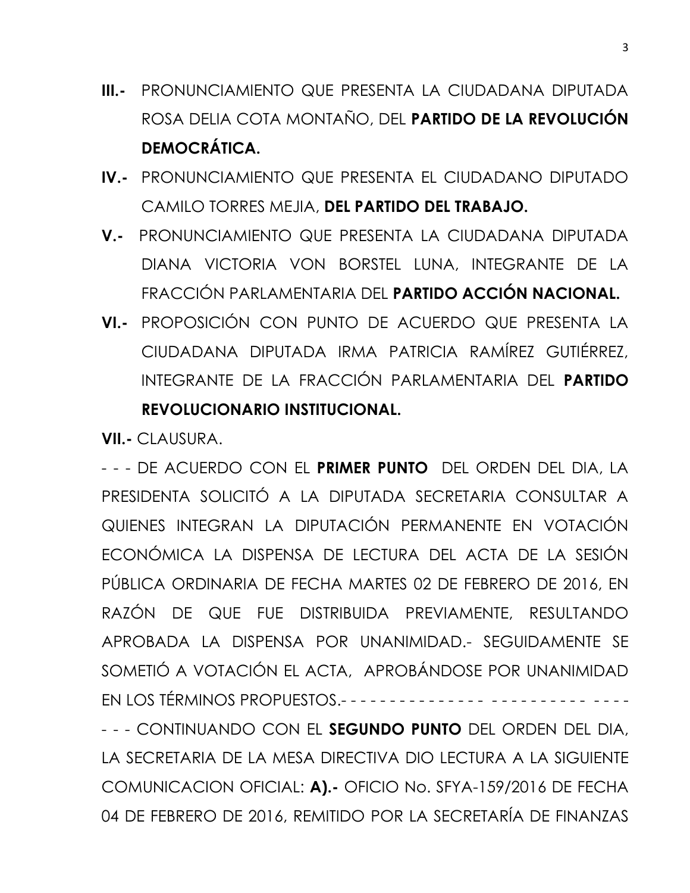**III.-** PRONUNCIAMIENTO QUE PRESENTA LA CIUDADANA DIPUTADA ROSA DELIA COTA MONTAÑO, DEL **PARTIDO DE LA REVOLUCIÓN DEMOCRÁTICA.**

**IV.-** PRONUNCIAMIENTO QUE PRESENTA EL CIUDADANO DIPUTADO CAMILO TORRES MEJIA, **DEL PARTIDO DEL TRABAJO.**

**V.-** PRONUNCIAMIENTO QUE PRESENTA LA CIUDADANA DIPUTADA DIANA VICTORIA VON BORSTEL LUNA, INTEGRANTE DE LA FRACCIÓN PARLAMENTARIA DEL **PARTIDO ACCIÓN NACIONAL.**

**VI.-** PROPOSICIÓN CON PUNTO DE ACUERDO QUE PRESENTA LA CIUDADANA DIPUTADA IRMA PATRICIA RAMÍREZ GUTIÉRREZ, INTEGRANTE DE LA FRACCIÓN PARLAMENTARIA DEL **PARTIDO REVOLUCIONARIO INSTITUCIONAL.**

**VII.-** CLAUSURA.

- - - DE ACUERDO CON EL **PRIMER PUNTO** DEL ORDEN DEL DIA, LA PRESIDENTA SOLICITÓ A LA DIPUTADA SECRETARIA CONSULTAR A QUIENES INTEGRAN LA DIPUTACIÓN PERMANENTE EN VOTACIÓN ECONÓMICA LA DISPENSA DE LECTURA DEL ACTA DE LA SESIÓN PÚBLICA ORDINARIA DE FECHA MARTES 02 DE FEBRERO DE 2016, EN RAZÓN DE QUE FUE DISTRIBUIDA PREVIAMENTE, RESULTANDO APROBADA LA DISPENSA POR UNANIMIDAD.- SEGUIDAMENTE SE SOMETIÓ A VOTACIÓN EL ACTA, APROBÁNDOSE POR UNANIMIDAD EN LOS TÉRMINOS PROPUESTOS.- - - - - - - - - - - - - - - - - - - - - - - - - - - - -

- - - CONTINUANDO CON EL **SEGUNDO PUNTO** DEL ORDEN DEL DIA, LA SECRETARIA DE LA MESA DIRECTIVA DIO LECTURA A LA SIGUIENTE COMUNICACION OFICIAL: **A).-** OFICIO No. SFYA-159/2016 DE FECHA 04 DE FEBRERO DE 2016, REMITIDO POR LA SECRETARÍA DE FINANZAS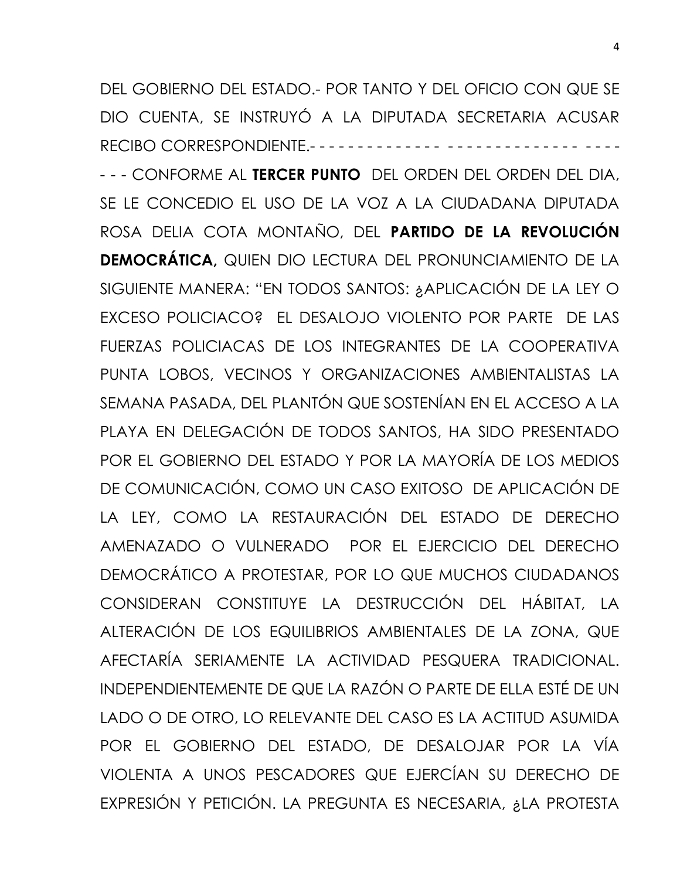DEL GOBIERNO DEL ESTADO.- POR TANTO Y DEL OFICIO CON QUE SE DIO CUENTA, SE INSTRUYÓ A LA DIPUTADA SECRETARIA ACUSAR RECIBO CORRESPONDIENTE.- - - - - - - - - - - - - - - - - - - - - - - - - - - - - - - - - -

- - - CONFORME AL **TERCER PUNTO** DEL ORDEN DEL ORDEN DEL DIA, SE LE CONCEDIO EL USO DE LA VOZ A LA CIUDADANA DIPUTADA ROSA DELIA COTA MONTAÑO, DEL **PARTIDO DE LA REVOLUCIÓN DEMOCRÁTICA,** QUIEN DIO LECTURA DEL PRONUNCIAMIENTO DE LA SIGUIENTE MANERA: "EN TODOS SANTOS: ¿APLICACIÓN DE LA LEY O EXCESO POLICIACO? EL DESALOJO VIOLENTO POR PARTE DE LAS FUERZAS POLICIACAS DE LOS INTEGRANTES DE LA COOPERATIVA PUNTA LOBOS, VECINOS Y ORGANIZACIONES AMBIENTALISTAS LA SEMANA PASADA, DEL PLANTÓN QUE SOSTENÍAN EN EL ACCESO A LA PLAYA EN DELEGACIÓN DE TODOS SANTOS, HA SIDO PRESENTADO POR EL GOBIERNO DEL ESTADO Y POR LA MAYORÍA DE LOS MEDIOS DE COMUNICACIÓN, COMO UN CASO EXITOSO DE APLICACIÓN DE LA LEY, COMO LA RESTAURACIÓN DEL ESTADO DE DERECHO AMENAZADO O VULNERADO POR EL EJERCICIO DEL DERECHO DEMOCRÁTICO A PROTESTAR, POR LO QUE MUCHOS CIUDADANOS CONSIDERAN CONSTITUYE LA DESTRUCCIÓN DEL HÁBITAT, LA ALTERACIÓN DE LOS EQUILIBRIOS AMBIENTALES DE LA ZONA, QUE AFECTARÍA SERIAMENTE LA ACTIVIDAD PESQUERA TRADICIONAL. INDEPENDIENTEMENTE DE QUE LA RAZÓN O PARTE DE ELLA ESTÉ DE UN LADO O DE OTRO, LO RELEVANTE DEL CASO ES LA ACTITUD ASUMIDA POR EL GOBIERNO DEL ESTADO, DE DESALOJAR POR LA VÍA VIOLENTA A UNOS PESCADORES QUE EJERCÍAN SU DERECHO DE EXPRESIÓN Y PETICIÓN. LA PREGUNTA ES NECESARIA, ¿LA PROTESTA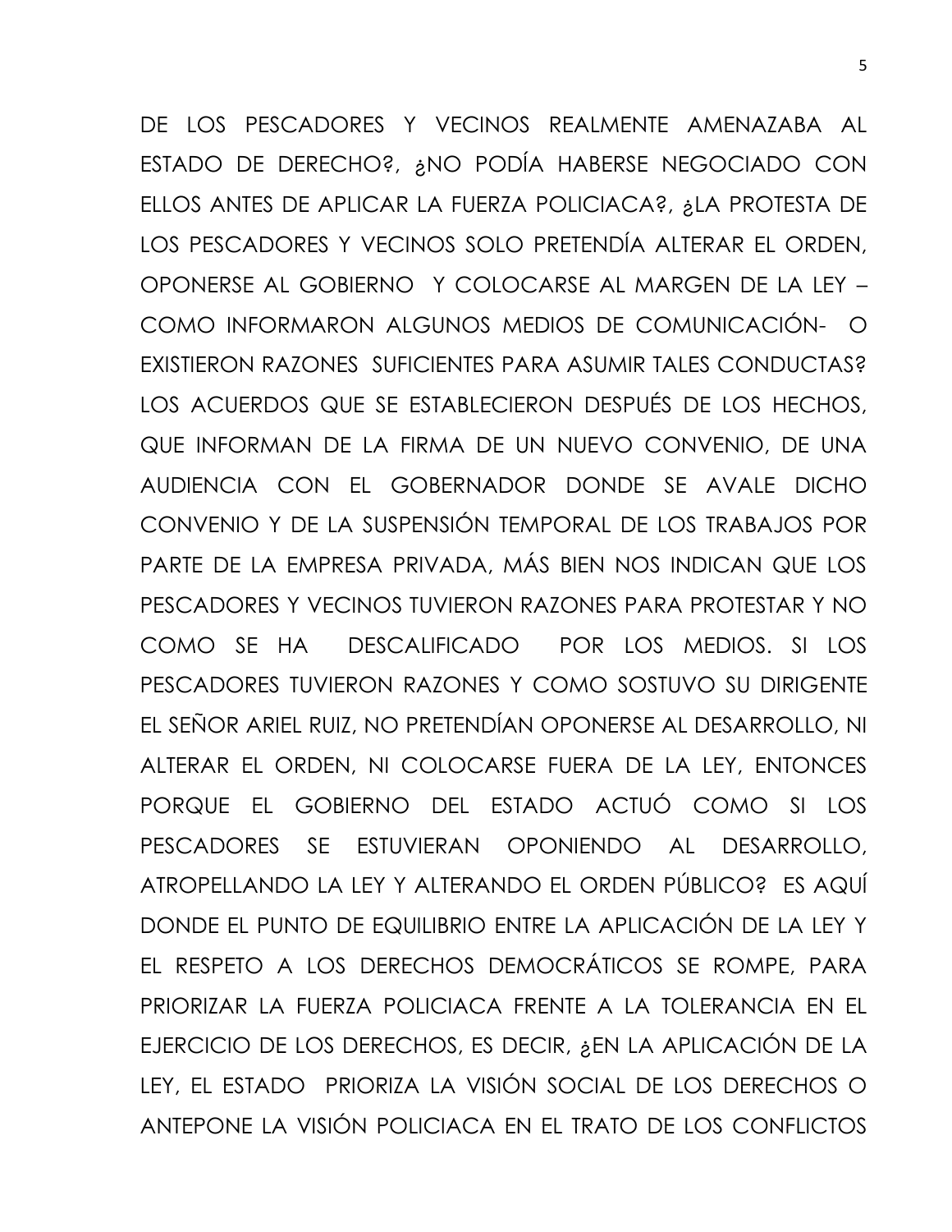DE LOS PESCADORES Y VECINOS REALMENTE AMENAZABA AL ESTADO DE DERECHO?, ¿NO PODÍA HABERSE NEGOCIADO CON ELLOS ANTES DE APLICAR LA FUERZA POLICIACA?, ¿LA PROTESTA DE LOS PESCADORES Y VECINOS SOLO PRETENDÍA ALTERAR EL ORDEN, OPONERSE AL GOBIERNO Y COLOCARSE AL MARGEN DE LA LEY –COMO INFORMARON ALGUNOS MEDIOS DE COMUNICACIÓN- O EXISTIERON RAZONES SUFICIENTES PARA ASUMIR TALES CONDUCTAS? LOS ACUERDOS QUE SE ESTABLECIERON DESPUÉS DE LOS HECHOS, QUE INFORMAN DE LA FIRMA DE UN NUEVO CONVENIO, DE UNA AUDIENCIA CON EL GOBERNADOR DONDE SE AVALE DICHO CONVENIO Y DE LA SUSPENSIÓN TEMPORAL DE LOS TRABAJOS POR PARTE DE LA EMPRESA PRIVADA, MÁS BIEN NOS INDICAN QUE LOS PESCADORES Y VECINOS TUVIERON RAZONES PARA PROTESTAR Y NO COMO SE HA DESCALIFICADO POR LOS MEDIOS. SI LOS PESCADORES TUVIERON RAZONES Y COMO SOSTUVO SU DIRIGENTE EL SEÑOR ARIEL RUIZ, NO PRETENDÍAN OPONERSE AL DESARROLLO, NI ALTERAR EL ORDEN, NI COLOCARSE FUERA DE LA LEY, ENTONCES PORQUE EL GOBIERNO DEL ESTADO ACTUÓ COMO SI LOS PESCADORES SE ESTUVIERAN OPONIENDO AL DESARROLLO, ATROPELLANDO LA LEY Y ALTERANDO EL ORDEN PÚBLICO? ES AQUÍ DONDE EL PUNTO DE EQUILIBRIO ENTRE LA APLICACIÓN DE LA LEY Y EL RESPETO A LOS DERECHOS DEMOCRÁTICOS SE ROMPE, PARA PRIORIZAR LA FUERZA POLICIACA FRENTE A LA TOLERANCIA EN EL EJERCICIO DE LOS DERECHOS, ES DECIR, ¿EN LA APLICACIÓN DE LA LEY, EL ESTADO PRIORIZA LA VISIÓN SOCIAL DE LOS DERECHOS O ANTEPONE LA VISIÓN POLICIACA EN EL TRATO DE LOS CONFLICTOS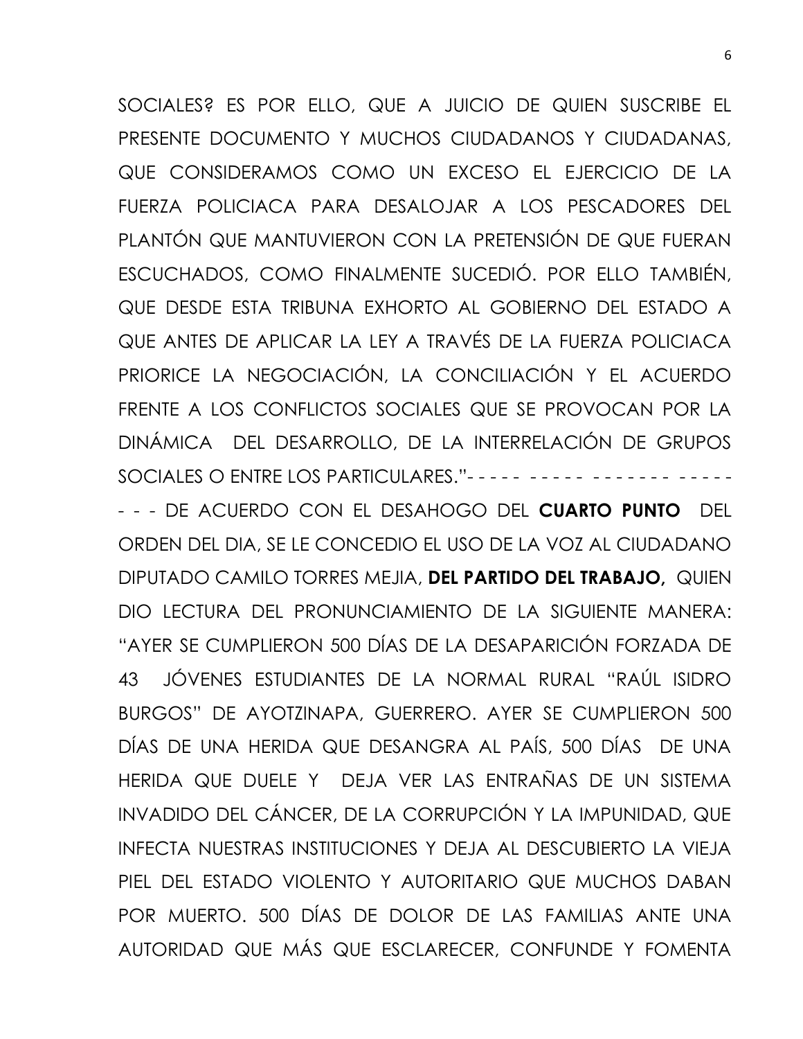SOCIALES? ES POR ELLO, QUE A JUICIO DE QUIEN SUSCRIBE EL PRESENTE DOCUMENTO Y MUCHOS CIUDADANOS Y CIUDADANAS, QUE CONSIDERAMOS COMO UN EXCESO EL EJERCICIO DE LA FUERZA POLICIACA PARA DESALOJAR A LOS PESCADORES DEL PLANTÓN QUE MANTUVIERON CON LA PRETENSIÓN DE QUE FUERAN ESCUCHADOS, COMO FINALMENTE SUCEDIÓ. POR ELLO TAMBIÉN, QUE DESDE ESTA TRIBUNA EXHORTO AL GOBIERNO DEL ESTADO A QUE ANTES DE APLICAR LA LEY A TRAVÉS DE LA FUERZA POLICIACA PRIORICE LA NEGOCIACIÓN, LA CONCILIACIÓN Y EL ACUERDO FRENTE A LOS CONFLICTOS SOCIALES QUE SE PROVOCAN POR LA DINÁMICA DEL DESARROLLO, DE LA INTERRELACIÓN DE GRUPOS SOCIALES O ENTRE LOS PARTICULARES."- - - - - - - - - - - - - - - - - - - - -

- - - DE ACUERDO CON EL DESAHOGO DEL **CUARTO PUNTO** DEL ORDEN DEL DIA, SE LE CONCEDIO EL USO DE LA VOZ AL CIUDADANO DIPUTADO CAMILO TORRES MEJIA, **DEL PARTIDO DEL TRABAJO,** QUIEN DIO LECTURA DEL PRONUNCIAMIENTO DE LA SIGUIENTE MANERA: "AYER SE CUMPLIERON 500 DÍAS DE LA DESAPARICIÓN FORZADA DE 43 JÓVENES ESTUDIANTES DE LA NORMAL RURAL "RAÚL ISIDRO BURGOS" DE AYOTZINAPA, GUERRERO. AYER SE CUMPLIERON 500 DÍAS DE UNA HERIDA QUE DESANGRA AL PAÍS, 500 DÍAS DE UNA HERIDA QUE DUELE Y DEJA VER LAS ENTRAÑAS DE UN SISTEMA INVADIDO DEL CÁNCER, DE LA CORRUPCIÓN Y LA IMPUNIDAD, QUE INFECTA NUESTRAS INSTITUCIONES Y DEJA AL DESCUBIERTO LA VIEJA PIEL DEL ESTADO VIOLENTO Y AUTORITARIO QUE MUCHOS DABAN POR MUERTO. 500 DÍAS DE DOLOR DE LAS FAMILIAS ANTE UNA AUTORIDAD QUE MÁS QUE ESCLARECER, CONFUNDE Y FOMENTA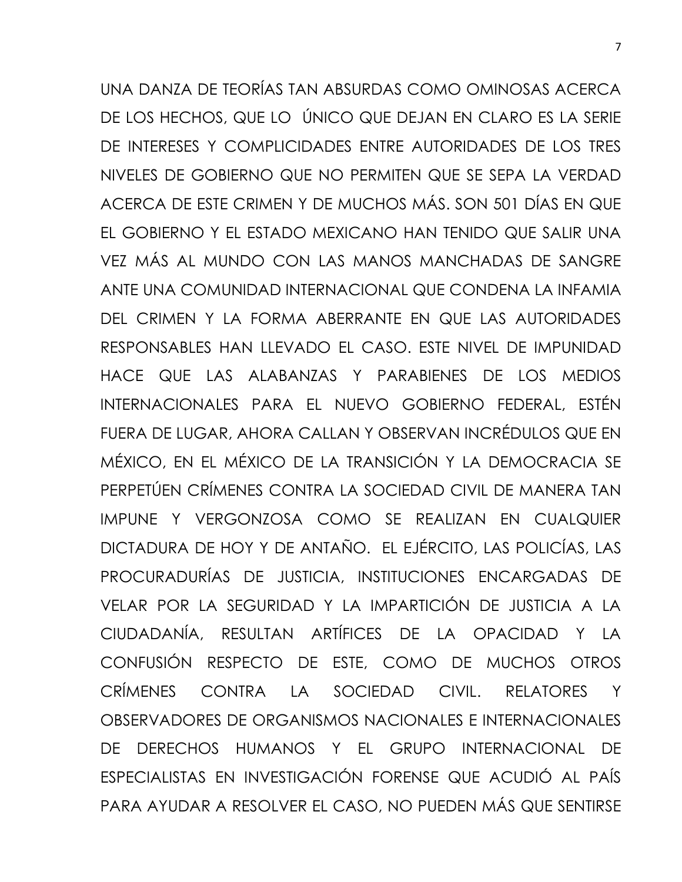UNA DANZA DE TEORÍAS TAN ABSURDAS COMO OMINOSAS ACERCA DE LOS HECHOS, QUE LO ÚNICO QUE DEJAN EN CLARO ES LA SERIE DE INTERESES Y COMPLICIDADES ENTRE AUTORIDADES DE LOS TRES NIVELES DE GOBIERNO QUE NO PERMITEN QUE SE SEPA LA VERDAD ACERCA DE ESTE CRIMEN Y DE MUCHOS MÁS. SON 501 DÍAS EN QUE EL GOBIERNO Y EL ESTADO MEXICANO HAN TENIDO QUE SALIR UNA VEZ MÁS AL MUNDO CON LAS MANOS MANCHADAS DE SANGRE ANTE UNA COMUNIDAD INTERNACIONAL QUE CONDENA LA INFAMIA DEL CRIMEN Y LA FORMA ABERRANTE EN QUE LAS AUTORIDADES RESPONSABLES HAN LLEVADO EL CASO. ESTE NIVEL DE IMPUNIDAD HACE QUE LAS ALABANZAS Y PARABIENES DE LOS MEDIOS INTERNACIONALES PARA EL NUEVO GOBIERNO FEDERAL, ESTÉN FUERA DE LUGAR, AHORA CALLAN Y OBSERVAN INCRÉDULOS QUE EN MÉXICO, EN EL MÉXICO DE LA TRANSICIÓN Y LA DEMOCRACIA SE PERPETÚEN CRÍMENES CONTRA LA SOCIEDAD CIVIL DE MANERA TAN IMPUNE Y VERGONZOSA COMO SE REALIZAN EN CUALQUIER DICTADURA DE HOY Y DE ANTAÑO. EL EJÉRCITO, LAS POLICÍAS, LAS PROCURADURÍAS DE JUSTICIA, INSTITUCIONES ENCARGADAS DE VELAR POR LA SEGURIDAD Y LA IMPARTICIÓN DE JUSTICIA A LA CIUDADANÍA, RESULTAN ARTÍFICES DE LA OPACIDAD Y LA CONFUSIÓN RESPECTO DE ESTE, COMO DE MUCHOS OTROS CRÍMENES CONTRA LA SOCIEDAD CIVIL. RELATORES Y OBSERVADORES DE ORGANISMOS NACIONALES E INTERNACIONALES DE DERECHOS HUMANOS Y EL GRUPO INTERNACIONAL DE ESPECIALISTAS EN INVESTIGACIÓN FORENSE QUE ACUDIÓ AL PAÍS PARA AYUDAR A RESOLVER EL CASO, NO PUEDEN MÁS QUE SENTIRSE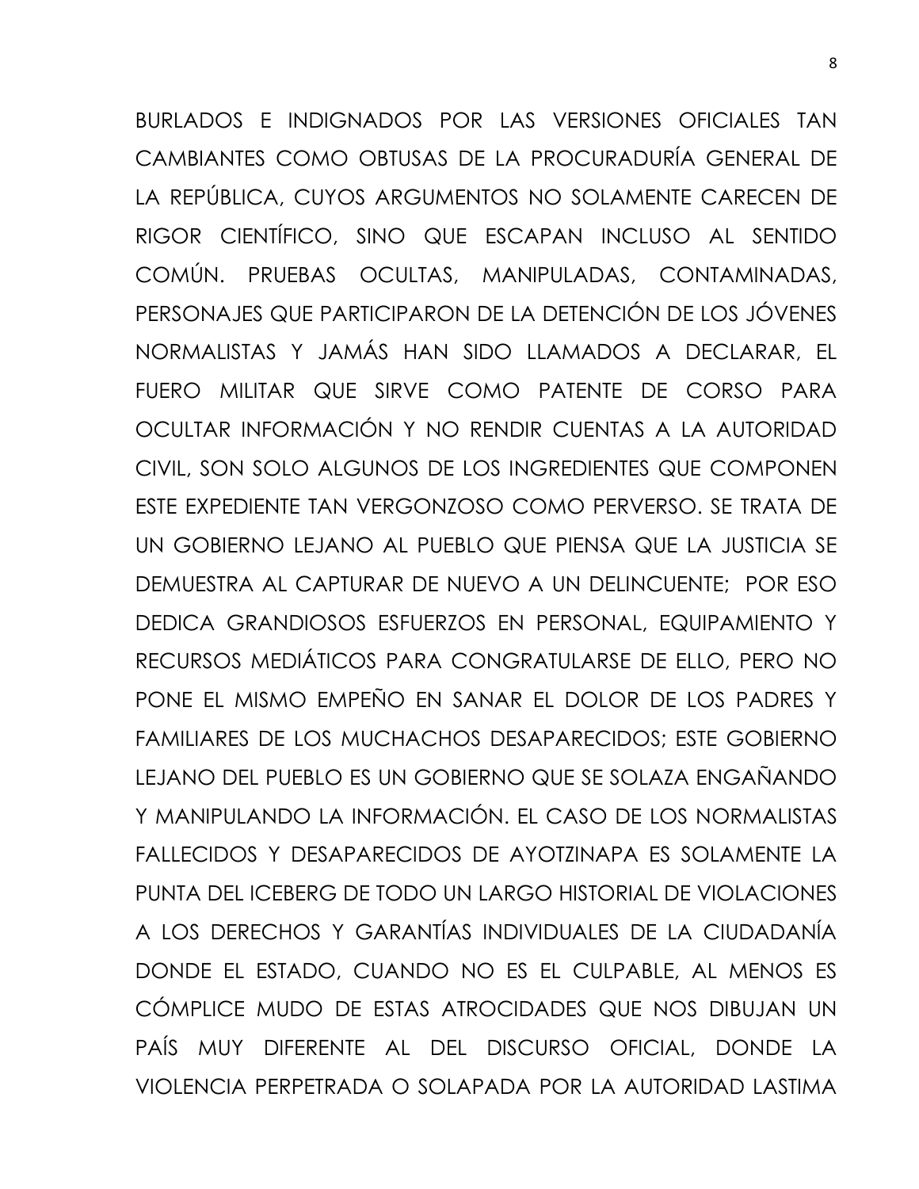BURLADOS E INDIGNADOS POR LAS VERSIONES OFICIALES TAN CAMBIANTES COMO OBTUSAS DE LA PROCURADURÍA GENERAL DE LA REPÚBLICA, CUYOS ARGUMENTOS NO SOLAMENTE CARECEN DE RIGOR CIENTÍFICO, SINO QUE ESCAPAN INCLUSO AL SENTIDO COMÚN. PRUEBAS OCULTAS, MANIPULADAS, CONTAMINADAS, PERSONAJES QUE PARTICIPARON DE LA DETENCIÓN DE LOS JÓVENES NORMALISTAS Y JAMÁS HAN SIDO LLAMADOS A DECLARAR, EL FUERO MILITAR QUE SIRVE COMO PATENTE DE CORSO PARA OCULTAR INFORMACIÓN Y NO RENDIR CUENTAS A LA AUTORIDAD CIVIL, SON SOLO ALGUNOS DE LOS INGREDIENTES QUE COMPONEN ESTE EXPEDIENTE TAN VERGONZOSO COMO PERVERSO. SE TRATA DE UN GOBIERNO LEJANO AL PUEBLO QUE PIENSA QUE LA JUSTICIA SE DEMUESTRA AL CAPTURAR DE NUEVO A UN DELINCUENTE; POR ESO DEDICA GRANDIOSOS ESFUERZOS EN PERSONAL, EQUIPAMIENTO Y RECURSOS MEDIÁTICOS PARA CONGRATULARSE DE ELLO, PERO NO PONE EL MISMO EMPEÑO EN SANAR EL DOLOR DE LOS PADRES Y FAMILIARES DE LOS MUCHACHOS DESAPARECIDOS; ESTE GOBIERNO LEJANO DEL PUEBLO ES UN GOBIERNO QUE SE SOLAZA ENGAÑANDO Y MANIPULANDO LA INFORMACIÓN. EL CASO DE LOS NORMALISTAS FALLECIDOS Y DESAPARECIDOS DE AYOTZINAPA ES SOLAMENTE LA PUNTA DEL ICEBERG DE TODO UN LARGO HISTORIAL DE VIOLACIONES A LOS DERECHOS Y GARANTÍAS INDIVIDUALES DE LA CIUDADANÍA DONDE EL ESTADO, CUANDO NO ES EL CULPABLE, AL MENOS ES CÓMPLICE MUDO DE ESTAS ATROCIDADES QUE NOS DIBUJAN UN PAÍS MUY DIFERENTE AL DEL DISCURSO OFICIAL, DONDE LA VIOLENCIA PERPETRADA O SOLAPADA POR LA AUTORIDAD LASTIMA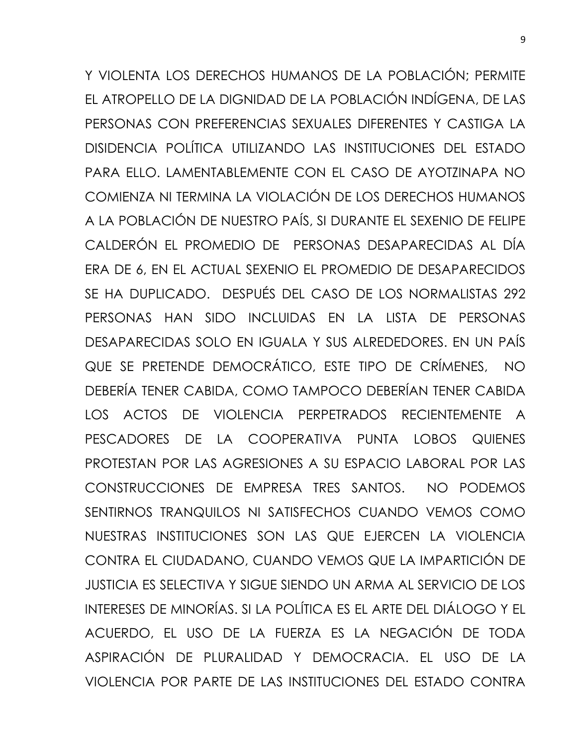Y VIOLENTA LOS DERECHOS HUMANOS DE LA POBLACIÓN; PERMITE EL ATROPELLO DE LA DIGNIDAD DE LA POBLACIÓN INDÍGENA, DE LAS PERSONAS CON PREFERENCIAS SEXUALES DIFERENTES Y CASTIGA LA DISIDENCIA POLÍTICA UTILIZANDO LAS INSTITUCIONES DEL ESTADO PARA ELLO. LAMENTABLEMENTE CON EL CASO DE AYOTZINAPA NO COMIENZA NI TERMINA LA VIOLACIÓN DE LOS DERECHOS HUMANOS A LA POBLACIÓN DE NUESTRO PAÍS, SI DURANTE EL SEXENIO DE FELIPE CALDERÓN EL PROMEDIO DE PERSONAS DESAPARECIDAS AL DÍA ERA DE 6, EN EL ACTUAL SEXENIO EL PROMEDIO DE DESAPARECIDOS SE HA DUPLICADO. DESPUÉS DEL CASO DE LOS NORMALISTAS 292 PERSONAS HAN SIDO INCLUIDAS EN LA LISTA DE PERSONAS DESAPARECIDAS SOLO EN IGUALA Y SUS ALREDEDORES. EN UN PAÍS QUE SE PRETENDE DEMOCRÁTICO, ESTE TIPO DE CRÍMENES, NO DEBERÍA TENER CABIDA, COMO TAMPOCO DEBERÍAN TENER CABIDA LOS ACTOS DE VIOLENCIA PERPETRADOS RECIENTEMENTE A PESCADORES DE LA COOPERATIVA PUNTA LOBOS QUIENES PROTESTAN POR LAS AGRESIONES A SU ESPACIO LABORAL POR LAS CONSTRUCCIONES DE EMPRESA TRES SANTOS. NO PODEMOS SENTIRNOS TRANQUILOS NI SATISFECHOS CUANDO VEMOS COMO NUESTRAS INSTITUCIONES SON LAS QUE EJERCEN LA VIOLENCIA CONTRA EL CIUDADANO, CUANDO VEMOS QUE LA IMPARTICIÓN DE JUSTICIA ES SELECTIVA Y SIGUE SIENDO UN ARMA AL SERVICIO DE LOS INTERESES DE MINORÍAS. SI LA POLÍTICA ES EL ARTE DEL DIÁLOGO Y EL ACUERDO, EL USO DE LA FUERZA ES LA NEGACIÓN DE TODA ASPIRACIÓN DE PLURALIDAD Y DEMOCRACIA. EL USO DE LA VIOLENCIA POR PARTE DE LAS INSTITUCIONES DEL ESTADO CONTRA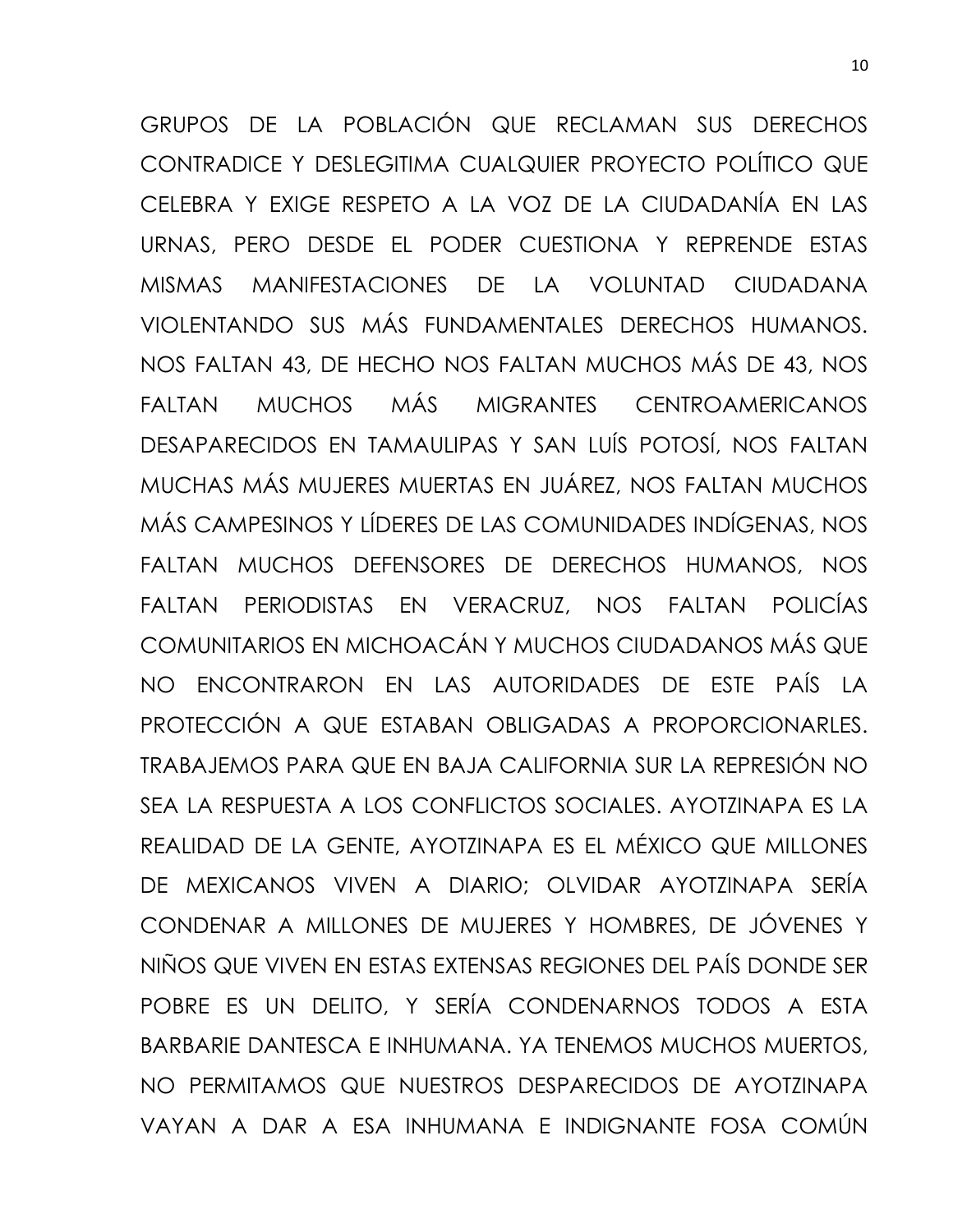GRUPOS DE LA POBLACIÓN QUE RECLAMAN SUS DERECHOS CONTRADICE Y DESLEGITIMA CUALQUIER PROYECTO POLÍTICO QUE CELEBRA Y EXIGE RESPETO A LA VOZ DE LA CIUDADANÍA EN LAS URNAS, PERO DESDE EL PODER CUESTIONA Y REPRENDE ESTAS MISMAS MANIFESTACIONES DE LA VOLUNTAD CIUDADANA VIOLENTANDO SUS MÁS FUNDAMENTALES DERECHOS HUMANOS. NOS FALTAN 43, DE HECHO NOS FALTAN MUCHOS MÁS DE 43, NOS FALTAN MUCHOS MÁS MIGRANTES CENTROAMERICANOS DESAPARECIDOS EN TAMAULIPAS Y SAN LUÍS POTOSÍ, NOS FALTAN MUCHAS MÁS MUJERES MUERTAS EN JUÁREZ, NOS FALTAN MUCHOS MÁS CAMPESINOS Y LÍDERES DE LAS COMUNIDADES INDÍGENAS, NOS FALTAN MUCHOS DEFENSORES DE DERECHOS HUMANOS, NOS FALTAN PERIODISTAS EN VERACRUZ, NOS FALTAN POLICÍAS COMUNITARIOS EN MICHOACÁN Y MUCHOS CIUDADANOS MÁS QUE NO ENCONTRARON EN LAS AUTORIDADES DE ESTE PAÍS LA PROTECCIÓN A QUE ESTABAN OBLIGADAS A PROPORCIONARLES. TRABAJEMOS PARA QUE EN BAJA CALIFORNIA SUR LA REPRESIÓN NO SEA LA RESPUESTA A LOS CONFLICTOS SOCIALES. AYOTZINAPA ES LA REALIDAD DE LA GENTE, AYOTZINAPA ES EL MÉXICO QUE MILLONES DE MEXICANOS VIVEN A DIARIO; OLVIDAR AYOTZINAPA SERÍA CONDENAR A MILLONES DE MUJERES Y HOMBRES, DE JÓVENES Y NIÑOS QUE VIVEN EN ESTAS EXTENSAS REGIONES DEL PAÍS DONDE SER POBRE ES UN DELITO, Y SERÍA CONDENARNOS TODOS A ESTA BARBARIE DANTESCA E INHUMANA. YA TENEMOS MUCHOS MUERTOS, NO PERMITAMOS QUE NUESTROS DESPARECIDOS DE AYOTZINAPA VAYAN A DAR A ESA INHUMANA E INDIGNANTE FOSA COMÚN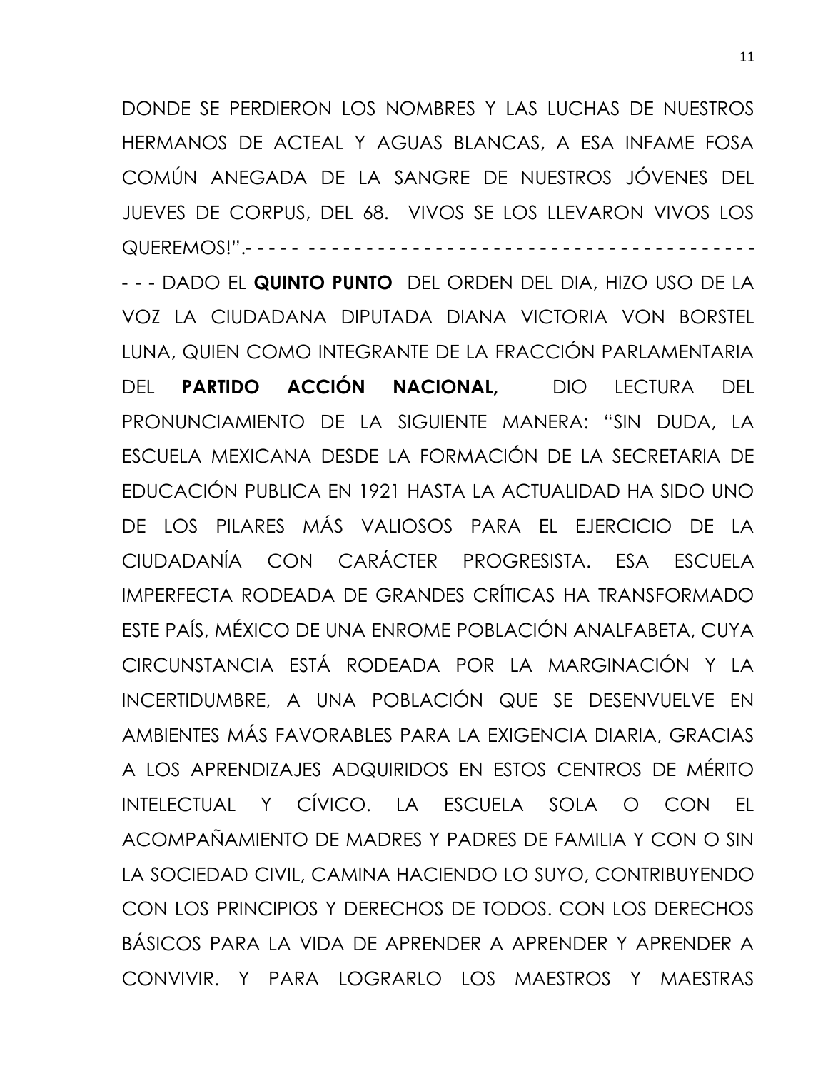DONDE SE PERDIERON LOS NOMBRES Y LAS LUCHAS DE NUESTROS HERMANOS DE ACTEAL Y AGUAS BLANCAS, A ESA INFAME FOSA COMÚN ANEGADA DE LA SANGRE DE NUESTROS JÓVENES DEL JUEVES DE CORPUS, DEL 68. VIVOS SE LOS LLEVARON VIVOS LOS QUEREMOS!".- - - - - - - - - - - - - - - - - - - - - - - - - - - - - - - - - - - - - - - - - - - - -

- - - DADO EL **QUINTO PUNTO** DEL ORDEN DEL DIA, HIZO USO DE LA VOZ LA CIUDADANA DIPUTADA DIANA VICTORIA VON BORSTEL LUNA, QUIEN COMO INTEGRANTE DE LA FRACCIÓN PARLAMENTARIA DEL **PARTIDO ACCIÓN NACIONAL,** DIO LECTURA DEL PRONUNCIAMIENTO DE LA SIGUIENTE MANERA: "SIN DUDA, LA ESCUELA MEXICANA DESDE LA FORMACIÓN DE LA SECRETARIA DE EDUCACIÓN PUBLICA EN 1921 HASTA LA ACTUALIDAD HA SIDO UNO DE LOS PILARES MÁS VALIOSOS PARA EL EJERCICIO DE LA CIUDADANÍA CON CARÁCTER PROGRESISTA. ESA ESCUELA IMPERFECTA RODEADA DE GRANDES CRÍTICAS HA TRANSFORMADO ESTE PAÍS, MÉXICO DE UNA ENROME POBLACIÓN ANALFABETA, CUYA CIRCUNSTANCIA ESTÁ RODEADA POR LA MARGINACIÓN Y LA INCERTIDUMBRE, A UNA POBLACIÓN QUE SE DESENVUELVE EN AMBIENTES MÁS FAVORABLES PARA LA EXIGENCIA DIARIA, GRACIAS A LOS APRENDIZAJES ADQUIRIDOS EN ESTOS CENTROS DE MÉRITO INTELECTUAL Y CÍVICO. LA ESCUELA SOLA O CON EL ACOMPAÑAMIENTO DE MADRES Y PADRES DE FAMILIA Y CON O SIN LA SOCIEDAD CIVIL, CAMINA HACIENDO LO SUYO, CONTRIBUYENDO CON LOS PRINCIPIOS Y DERECHOS DE TODOS. CON LOS DERECHOS BÁSICOS PARA LA VIDA DE APRENDER A APRENDER Y APRENDER A CONVIVIR. Y PARA LOGRARLO LOS MAESTROS Y MAESTRAS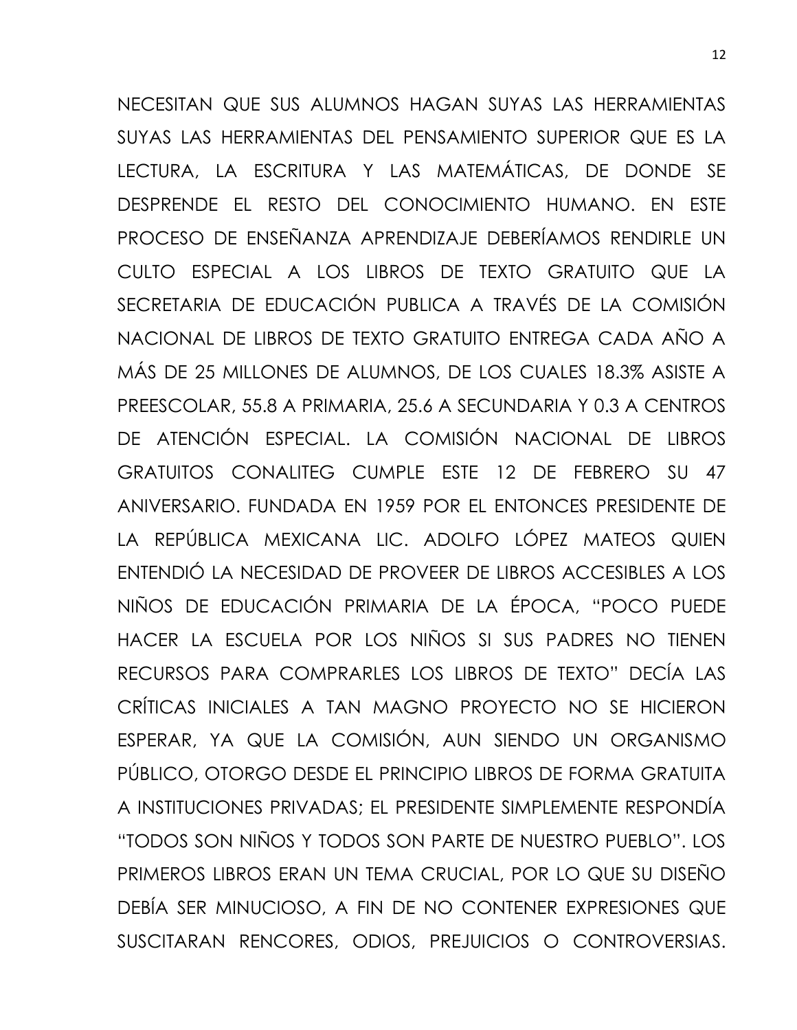NECESITAN QUE SUS ALUMNOS HAGAN SUYAS LAS HERRAMIENTAS SUYAS LAS HERRAMIENTAS DEL PENSAMIENTO SUPERIOR QUE ES LA LECTURA, LA ESCRITURA Y LAS MATEMÁTICAS, DE DONDE SE DESPRENDE EL RESTO DEL CONOCIMIENTO HUMANO. EN ESTE PROCESO DE ENSEÑANZA APRENDIZAJE DEBERÍAMOS RENDIRLE UN CULTO ESPECIAL A LOS LIBROS DE TEXTO GRATUITO QUE LA SECRETARIA DE EDUCACIÓN PUBLICA A TRAVÉS DE LA COMISIÓN NACIONAL DE LIBROS DE TEXTO GRATUITO ENTREGA CADA AÑO A MÁS DE 25 MILLONES DE ALUMNOS, DE LOS CUALES 18.3% ASISTE A PREESCOLAR, 55.8 A PRIMARIA, 25.6 A SECUNDARIA Y 0.3 A CENTROS DE ATENCIÓN ESPECIAL. LA COMISIÓN NACIONAL DE LIBROS GRATUITOS CONALITEG CUMPLE ESTE 12 DE FEBRERO SU 47 ANIVERSARIO. FUNDADA EN 1959 POR EL ENTONCES PRESIDENTE DE LA REPÚBLICA MEXICANA LIC. ADOLFO LÓPEZ MATEOS QUIEN ENTENDIÓ LA NECESIDAD DE PROVEER DE LIBROS ACCESIBLES A LOS NIÑOS DE EDUCACIÓN PRIMARIA DE LA ÉPOCA, "POCO PUEDE HACER LA ESCUELA POR LOS NIÑOS SI SUS PADRES NO TIENEN RECURSOS PARA COMPRARLES LOS LIBROS DE TEXTO" DECÍA LAS CRÍTICAS INICIALES A TAN MAGNO PROYECTO NO SE HICIERON ESPERAR, YA QUE LA COMISIÓN, AUN SIENDO UN ORGANISMO PÚBLICO, OTORGO DESDE EL PRINCIPIO LIBROS DE FORMA GRATUITA A INSTITUCIONES PRIVADAS; EL PRESIDENTE SIMPLEMENTE RESPONDÍA "TODOS SON NIÑOS Y TODOS SON PARTE DE NUESTRO PUEBLO". LOS PRIMEROS LIBROS ERAN UN TEMA CRUCIAL, POR LO QUE SU DISEÑO DEBÍA SER MINUCIOSO, A FIN DE NO CONTENER EXPRESIONES QUE SUSCITARAN RENCORES, ODIOS, PREJUICIOS O CONTROVERSIAS.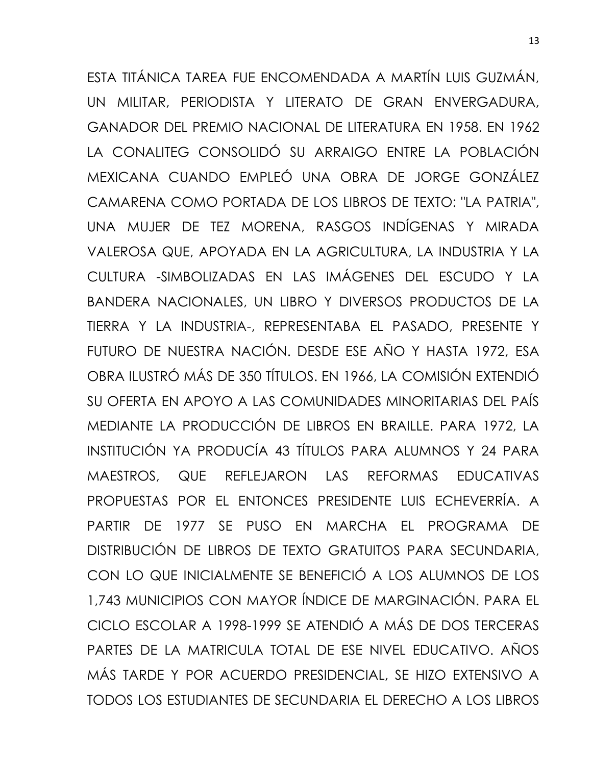ESTA TITÁNICA TAREA FUE ENCOMENDADA A MARTÍN LUIS GUZMÁN, UN MILITAR, PERIODISTA Y LITERATO DE GRAN ENVERGADURA, GANADOR DEL PREMIO NACIONAL DE LITERATURA EN 1958. EN 1962 LA CONALITEG CONSOLIDÓ SU ARRAIGO ENTRE LA POBLACIÓN MEXICANA CUANDO EMPLEÓ UNA OBRA DE JORGE GONZÁLEZ CAMARENA COMO PORTADA DE LOS LIBROS DE TEXTO: "LA PATRIA", UNA MUJER DE TEZ MORENA, RASGOS INDÍGENAS Y MIRADA VALEROSA QUE, APOYADA EN LA AGRICULTURA, LA INDUSTRIA Y LA CULTURA -SIMBOLIZADAS EN LAS IMÁGENES DEL ESCUDO Y LA BANDERA NACIONALES, UN LIBRO Y DIVERSOS PRODUCTOS DE LA TIERRA Y LA INDUSTRIA-, REPRESENTABA EL PASADO, PRESENTE Y FUTURO DE NUESTRA NACIÓN. DESDE ESE AÑO Y HASTA 1972, ESA OBRA ILUSTRÓ MÁS DE 350 TÍTULOS. EN 1966, LA COMISIÓN EXTENDIÓ SU OFERTA EN APOYO A LAS COMUNIDADES MINORITARIAS DEL PAÍS MEDIANTE LA PRODUCCIÓN DE LIBROS EN BRAILLE. PARA 1972, LA INSTITUCIÓN YA PRODUCÍA 43 TÍTULOS PARA ALUMNOS Y 24 PARA MAESTROS, QUE REFLEJARON LAS REFORMAS EDUCATIVAS PROPUESTAS POR EL ENTONCES PRESIDENTE LUIS ECHEVERRÍA. A PARTIR DE 1977 SE PUSO EN MARCHA EL PROGRAMA DE DISTRIBUCIÓN DE LIBROS DE TEXTO GRATUITOS PARA SECUNDARIA, CON LO QUE INICIALMENTE SE BENEFICIÓ A LOS ALUMNOS DE LOS 1,743 MUNICIPIOS CON MAYOR ÍNDICE DE MARGINACIÓN. PARA EL CICLO ESCOLAR A 1998-1999 SE ATENDIÓ A MÁS DE DOS TERCERAS PARTES DE LA MATRICULA TOTAL DE ESE NIVEL EDUCATIVO. AÑOS MÁS TARDE Y POR ACUERDO PRESIDENCIAL, SE HIZO EXTENSIVO A TODOS LOS ESTUDIANTES DE SECUNDARIA EL DERECHO A LOS LIBROS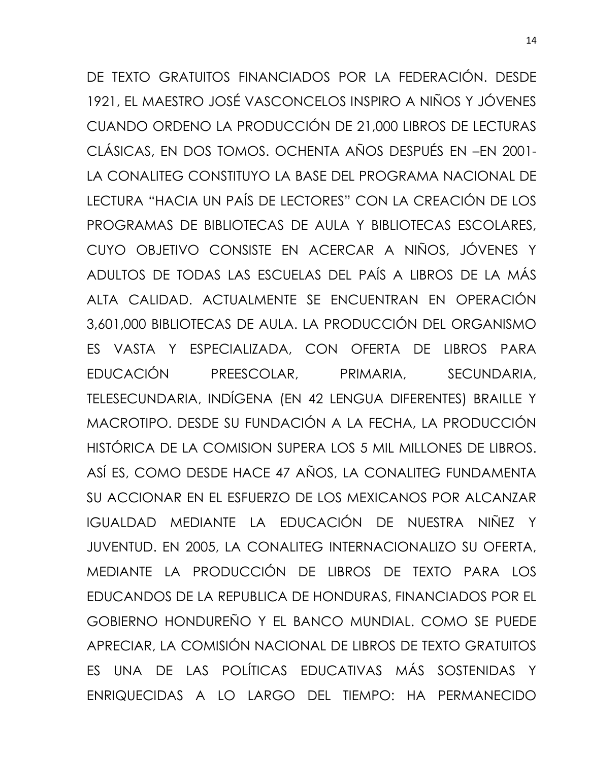DE TEXTO GRATUITOS FINANCIADOS POR LA FEDERACIÓN. DESDE 1921, EL MAESTRO JOSÉ VASCONCELOS INSPIRO A NIÑOS Y JÓVENES CUANDO ORDENO LA PRODUCCIÓN DE 21,000 LIBROS DE LECTURAS CLÁSICAS, EN DOS TOMOS. OCHENTA AÑOS DESPUÉS EN –EN 2001- LA CONALITEG CONSTITUYO LA BASE DEL PROGRAMA NACIONAL DE LECTURA "HACIA UN PAÍS DE LECTORES" CON LA CREACIÓN DE LOS PROGRAMAS DE BIBLIOTECAS DE AULA Y BIBLIOTECAS ESCOLARES, CUYO OBJETIVO CONSISTE EN ACERCAR A NIÑOS, JÓVENES Y ADULTOS DE TODAS LAS ESCUELAS DEL PAÍS A LIBROS DE LA MÁS ALTA CALIDAD. ACTUALMENTE SE ENCUENTRAN EN OPERACIÓN 3,601,000 BIBLIOTECAS DE AULA. LA PRODUCCIÓN DEL ORGANISMO ES VASTA Y ESPECIALIZADA, CON OFERTA DE LIBROS PARA EDUCACIÓN PREESCOLAR, PRIMARIA, SECUNDARIA, TELESECUNDARIA, INDÍGENA (EN 42 LENGUA DIFERENTES) BRAILLE Y MACROTIPO. DESDE SU FUNDACIÓN A LA FECHA, LA PRODUCCIÓN HISTÓRICA DE LA COMISION SUPERA LOS 5 MIL MILLONES DE LIBROS. ASÍ ES, COMO DESDE HACE 47 AÑOS, LA CONALITEG FUNDAMENTA SU ACCIONAR EN EL ESFUERZO DE LOS MEXICANOS POR ALCANZAR IGUALDAD MEDIANTE LA EDUCACIÓN DE NUESTRA NIÑEZ Y JUVENTUD. EN 2005, LA CONALITEG INTERNACIONALIZO SU OFERTA, MEDIANTE LA PRODUCCIÓN DE LIBROS DE TEXTO PARA LOS EDUCANDOS DE LA REPUBLICA DE HONDURAS, FINANCIADOS POR EL GOBIERNO HONDUREÑO Y EL BANCO MUNDIAL. COMO SE PUEDE APRECIAR, LA COMISIÓN NACIONAL DE LIBROS DE TEXTO GRATUITOS ES UNA DE LAS POLÍTICAS EDUCATIVAS MÁS SOSTENIDAS Y ENRIQUECIDAS A LO LARGO DEL TIEMPO: HA PERMANECIDO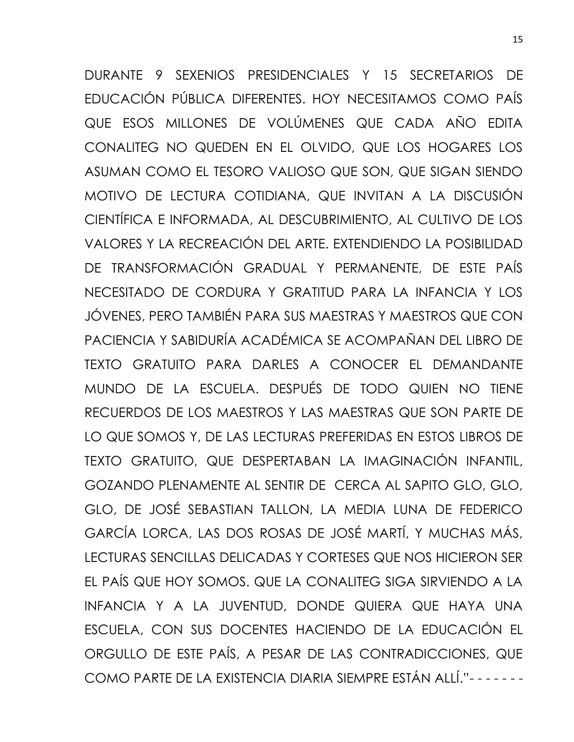DURANTE 9 SEXENIOS PRESIDENCIALES Y 15 SECRETARIOS DE EDUCACIÓN PÚBLICA DIFERENTES. HOY NECESITAMOS COMO PAÍS QUE ESOS MILLONES DE VOLÚMENES QUE CADA AÑO EDITA CONALITEG NO QUEDEN EN EL OLVIDO, QUE LOS HOGARES LOS ASUMAN COMO EL TESORO VALIOSO QUE SON, QUE SIGAN SIENDO MOTIVO DE LECTURA COTIDIANA, QUE INVITAN A LA DISCUSIÓN CIENTÍFICA E INFORMADA, AL DESCUBRIMIENTO, AL CULTIVO DE LOS VALORES Y LA RECREACIÓN DEL ARTE. EXTENDIENDO LA POSIBILIDAD DE TRANSFORMACIÓN GRADUAL Y PERMANENTE, DE ESTE PAÍS NECESITADO DE CORDURA Y GRATITUD PARA LA INFANCIA Y LOS JÓVENES, PERO TAMBIÉN PARA SUS MAESTRAS Y MAESTROS QUE CON PACIENCIA Y SABIDURÍA ACADÉMICA SE ACOMPAÑAN DEL LIBRO DE TEXTO GRATUITO PARA DARLES A CONOCER EL DEMANDANTE MUNDO DE LA ESCUELA. DESPUÉS DE TODO QUIEN NO TIENE RECUERDOS DE LOS MAESTROS Y LAS MAESTRAS QUE SON PARTE DE LO QUE SOMOS Y, DE LAS LECTURAS PREFERIDAS EN ESTOS LIBROS DE TEXTO GRATUITO, QUE DESPERTABAN LA IMAGINACIÓN INFANTIL, GOZANDO PLENAMENTE AL SENTIR DE CERCA AL SAPITO GLO, GLO, GLO, DE JOSÉ SEBASTIAN TALLON, LA MEDIA LUNA DE FEDERICO GARCÍA LORCA, LAS DOS ROSAS DE JOSÉ MARTÍ, Y MUCHAS MÁS, LECTURAS SENCILLAS DELICADAS Y CORTESES QUE NOS HICIERON SER EL PAÍS QUE HOY SOMOS. QUE LA CONALITEG SIGA SIRVIENDO A LA INFANCIA Y A LA JUVENTUD, DONDE QUIERA QUE HAYA UNA ESCUELA, CON SUS DOCENTES HACIENDO DE LA EDUCACIÓN EL ORGULLO DE ESTE PAÍS, A PESAR DE LAS CONTRADICCIONES, QUE COMO PARTE DE LA EXISTENCIA DIARIA SIEMPRE ESTÁN ALLÍ."- - - - - - -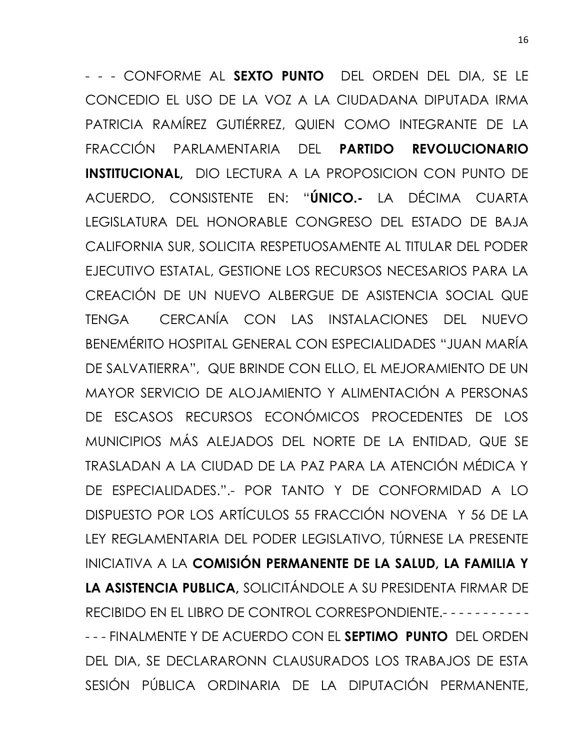- - - CONFORME AL **SEXTO PUNTO** DEL ORDEN DEL DIA, SE LE CONCEDIO EL USO DE LA VOZ A LA CIUDADANA DIPUTADA IRMA PATRICIA RAMÍREZ GUTIÉRREZ, QUIEN COMO INTEGRANTE DE LA FRACCIÓN PARLAMENTARIA DEL **PARTIDO REVOLUCIONARIO INSTITUCIONAL,** DIO LECTURA A LA PROPOSICION CON PUNTO DE ACUERDO, CONSISTENTE EN: "**ÚNICO.-** LA DÉCIMA CUARTA LEGISLATURA DEL HONORABLE CONGRESO DEL ESTADO DE BAJA CALIFORNIA SUR, SOLICITA RESPETUOSAMENTE AL TITULAR DEL PODER EJECUTIVO ESTATAL, GESTIONE LOS RECURSOS NECESARIOS PARA LA CREACIÓN DE UN NUEVO ALBERGUE DE ASISTENCIA SOCIAL QUE TENGA CERCANÍA CON LAS INSTALACIONES DEL NUEVO BENEMÉRITO HOSPITAL GENERAL CON ESPECIALIDADES "JUAN MARÍA DE SALVATIERRA", QUE BRINDE CON ELLO, EL MEJORAMIENTO DE UN MAYOR SERVICIO DE ALOJAMIENTO Y ALIMENTACIÓN A PERSONAS DE ESCASOS RECURSOS ECONÓMICOS PROCEDENTES DE LOS MUNICIPIOS MÁS ALEJADOS DEL NORTE DE LA ENTIDAD, QUE SE TRASLADAN A LA CIUDAD DE LA PAZ PARA LA ATENCIÓN MÉDICA Y DE ESPECIALIDADES.".- POR TANTO Y DE CONFORMIDAD A LO DISPUESTO POR LOS ARTÍCULOS 55 FRACCIÓN NOVENA Y 56 DE LA LEY REGLAMENTARIA DEL PODER LEGISLATIVO, TÚRNESE LA PRESENTE INICIATIVA A LA **COMISIÓN PERMANENTE DE LA SALUD, LA FAMILIA Y LA ASISTENCIA PUBLICA,** SOLICITÁNDOLE A SU PRESIDENTA FIRMAR DE RECIBIDO EN EL LIBRO DE CONTROL CORRESPONDIENTE.- - - - - - - - - - - -

- - - FINALMENTE Y DE ACUERDO CON EL **SEPTIMO PUNTO** DEL ORDEN DEL DIA, SE DECLARARONN CLAUSURADOS LOS TRABAJOS DE ESTA SESIÓN PÚBLICA ORDINARIA DE LA DIPUTACIÓN PERMANENTE,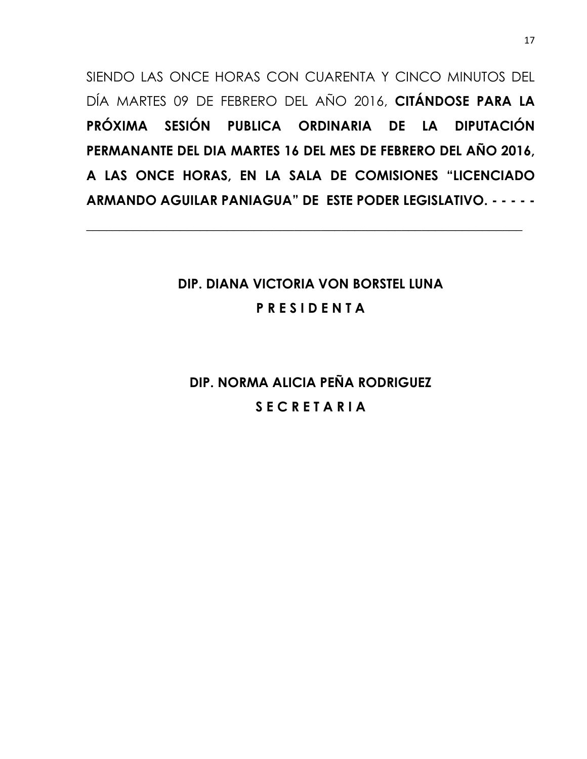SIENDO LAS ONCE HORAS CON CUARENTA Y CINCO MINUTOS DEL DÍA MARTES 09 DE FEBRERO DEL AÑO 2016, **CITÁNDOSE PARA LA PRÓXIMA SESIÓN PUBLICA ORDINARIA DE LA DIPUTACIÓN PERMANANTE DEL DIA MARTES 16 DEL MES DE FEBRERO DEL AÑO 2016, A LAS ONCE HORAS, EN LA SALA DE COMISIONES "LICENCIADO ARMANDO AGUILAR PANIAGUA" DE ESTE PODER LEGISLATIVO. - - - - -**

---

**DIP. DIANA VICTORIA VON BORSTEL LUNA**
**P R E S I D E N T A**

**DIP. NORMA ALICIA PEÑA RODRIGUEZ**
**S E C R E T A R I A**